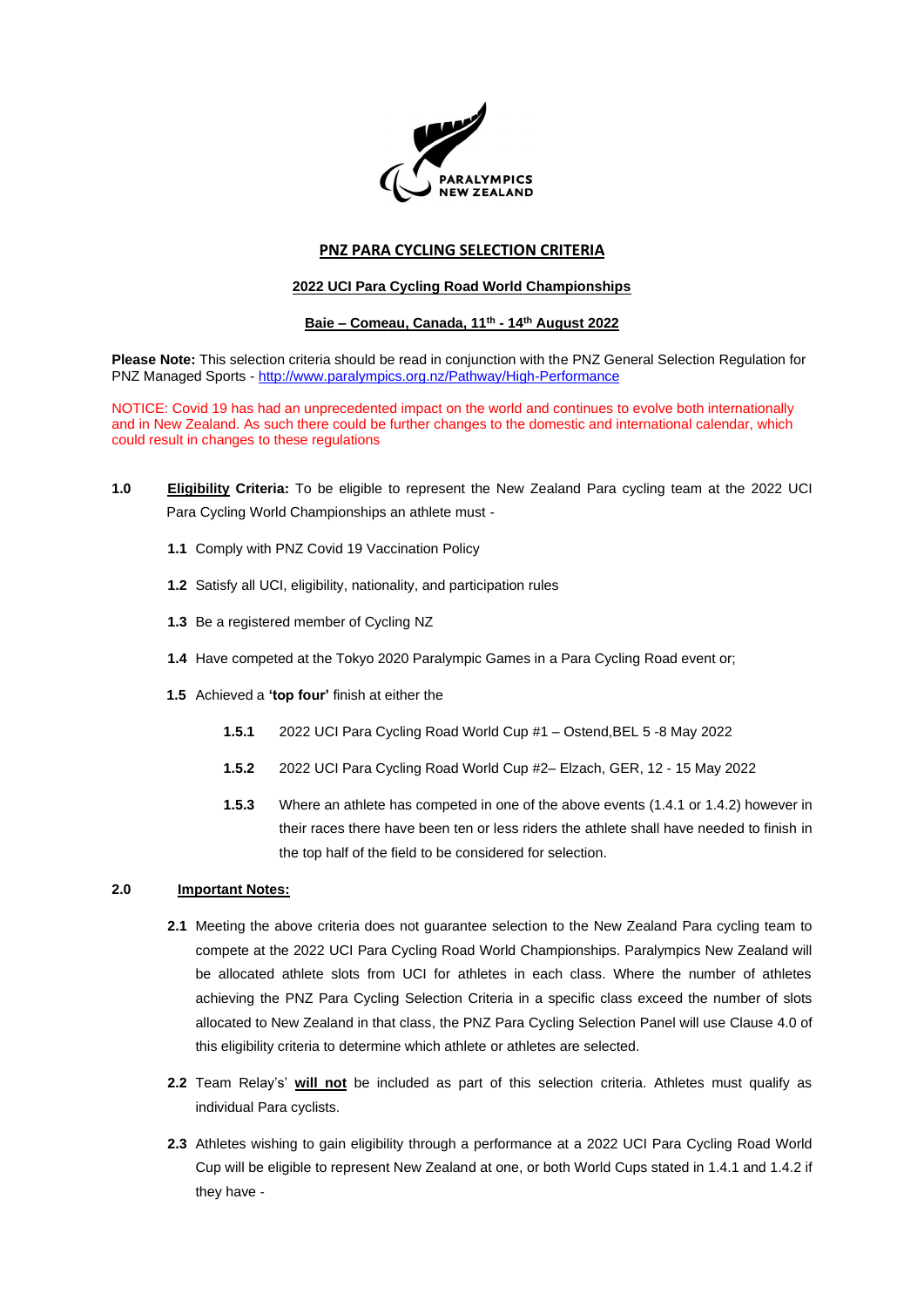PARALYMPICS NEW ZEALAND

# PNZ PARA CYCLING SELECTION CRITERIA

## 2022 UCI Para Cycling Road World Championships

### Baie – Comeau, Canada, 11th - 14th August 2022

**Please Note:** This selection criteria should be read in conjunction with the PNZ General Selection Regulation for PNZ Managed Sports - http://www.paralympics.org.nz/Pathway/High-Performance

NOTICE: Covid 19 has had an unprecedented impact on the world and continues to evolve both internationally and in New Zealand. As such there could be further changes to the domestic and international calendar, which could result in changes to these regulations

**1.0** **Eligibility Criteria:** To be eligible to represent the New Zealand Para cycling team at the 2022 UCI Para Cycling World Championships an athlete must -

- **1.1** Comply with PNZ Covid 19 Vaccination Policy
- **1.2** Satisfy all UCI, eligibility, nationality, and participation rules
- **1.3** Be a registered member of Cycling NZ
- **1.4** Have competed at the Tokyo 2020 Paralympic Games in a Para Cycling Road event or;
- **1.5** Achieved a **'top four'** finish at either the
  - **1.5.1** 2022 UCI Para Cycling Road World Cup #1 – Ostend,BEL 5 -8 May 2022
  - **1.5.2** 2022 UCI Para Cycling Road World Cup #2– Elzach, GER, 12 - 15 May 2022
  - **1.5.3** Where an athlete has competed in one of the above events (1.4.1 or 1.4.2) however in their races there have been ten or less riders the athlete shall have needed to finish in the top half of the field to be considered for selection.

**2.0** **Important Notes:**

- **2.1** Meeting the above criteria does not guarantee selection to the New Zealand Para cycling team to compete at the 2022 UCI Para Cycling Road World Championships. Paralympics New Zealand will be allocated athlete slots from UCI for athletes in each class. Where the number of athletes achieving the PNZ Para Cycling Selection Criteria in a specific class exceed the number of slots allocated to New Zealand in that class, the PNZ Para Cycling Selection Panel will use Clause 4.0 of this eligibility criteria to determine which athlete or athletes are selected.
- **2.2** Team Relay's' **will not** be included as part of this selection criteria. Athletes must qualify as individual Para cyclists.
- **2.3** Athletes wishing to gain eligibility through a performance at a 2022 UCI Para Cycling Road World Cup will be eligible to represent New Zealand at one, or both World Cups stated in 1.4.1 and 1.4.2 if they have -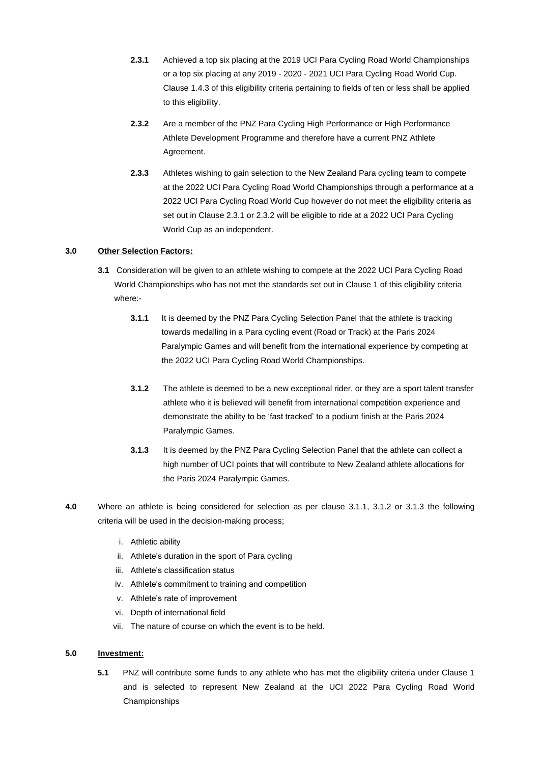**2.3.1** Achieved a top six placing at the 2019 UCI Para Cycling Road World Championships or a top six placing at any 2019 - 2020 - 2021 UCI Para Cycling Road World Cup. Clause 1.4.3 of this eligibility criteria pertaining to fields of ten or less shall be applied to this eligibility.

**2.3.2** Are a member of the PNZ Para Cycling High Performance or High Performance Athlete Development Programme and therefore have a current PNZ Athlete Agreement.

**2.3.3** Athletes wishing to gain selection to the New Zealand Para cycling team to compete at the 2022 UCI Para Cycling Road World Championships through a performance at a 2022 UCI Para Cycling Road World Cup however do not meet the eligibility criteria as set out in Clause 2.3.1 or 2.3.2 will be eligible to ride at a 2022 UCI Para Cycling World Cup as an independent.

## 3.0 Other Selection Factors:

**3.1** Consideration will be given to an athlete wishing to compete at the 2022 UCI Para Cycling Road World Championships who has not met the standards set out in Clause 1 of this eligibility criteria where:-

**3.1.1** It is deemed by the PNZ Para Cycling Selection Panel that the athlete is tracking towards medalling in a Para cycling event (Road or Track) at the Paris 2024 Paralympic Games and will benefit from the international experience by competing at the 2022 UCI Para Cycling Road World Championships.

**3.1.2** The athlete is deemed to be a new exceptional rider, or they are a sport talent transfer athlete who it is believed will benefit from international competition experience and demonstrate the ability to be 'fast tracked' to a podium finish at the Paris 2024 Paralympic Games.

**3.1.3** It is deemed by the PNZ Para Cycling Selection Panel that the athlete can collect a high number of UCI points that will contribute to New Zealand athlete allocations for the Paris 2024 Paralympic Games.

**4.0** Where an athlete is being considered for selection as per clause 3.1.1, 3.1.2 or 3.1.3 the following criteria will be used in the decision-making process;

i. Athletic ability
ii. Athlete's duration in the sport of Para cycling
iii. Athlete's classification status
iv. Athlete's commitment to training and competition
v. Athlete's rate of improvement
vi. Depth of international field
vii. The nature of course on which the event is to be held.

## 5.0 Investment:

**5.1** PNZ will contribute some funds to any athlete who has met the eligibility criteria under Clause 1 and is selected to represent New Zealand at the UCI 2022 Para Cycling Road World Championships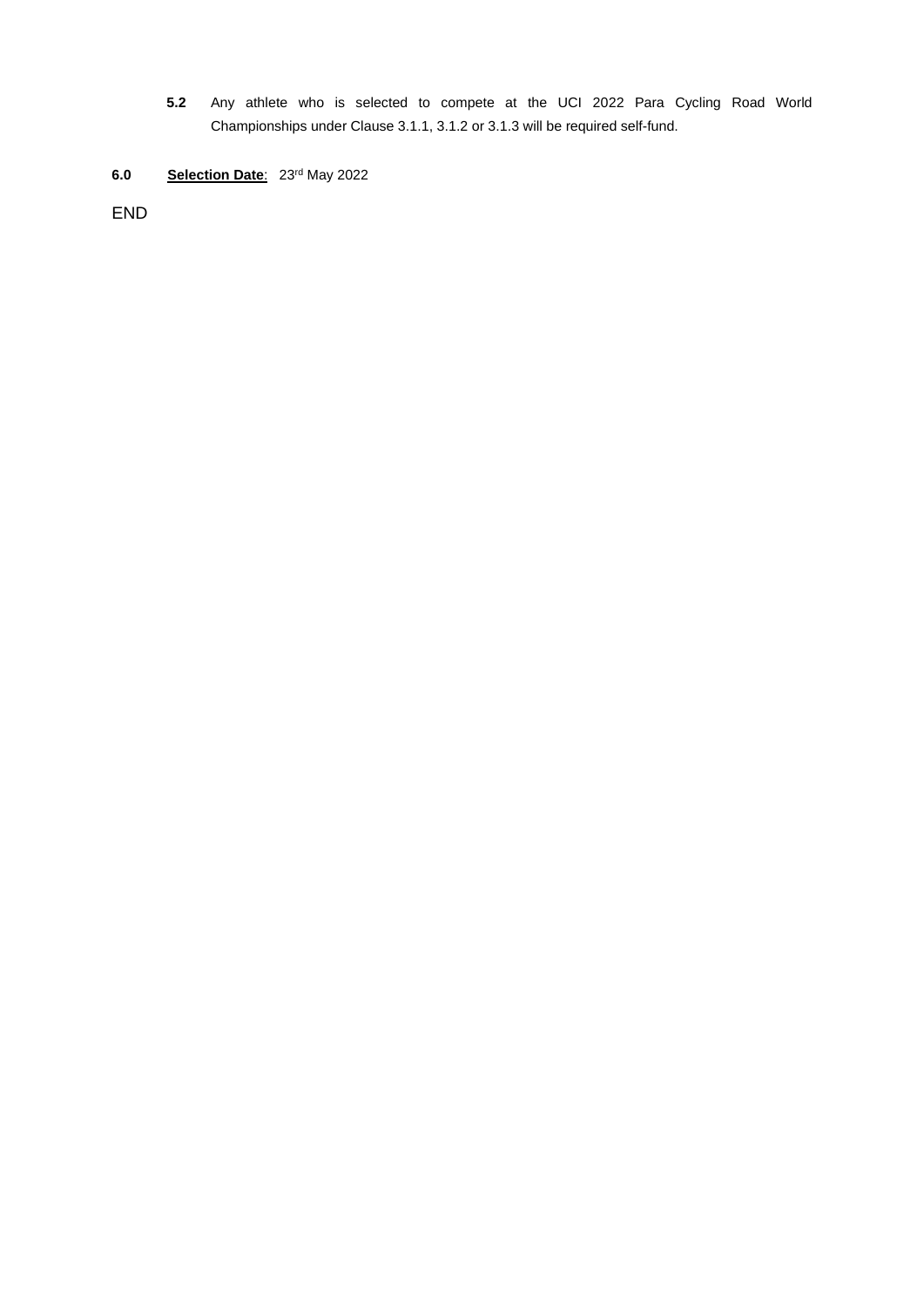**5.2** Any athlete who is selected to compete at the UCI 2022 Para Cycling Road World Championships under Clause 3.1.1, 3.1.2 or 3.1.3 will be required self-fund.

**6.0** **Selection Date**: 23rd May 2022

END